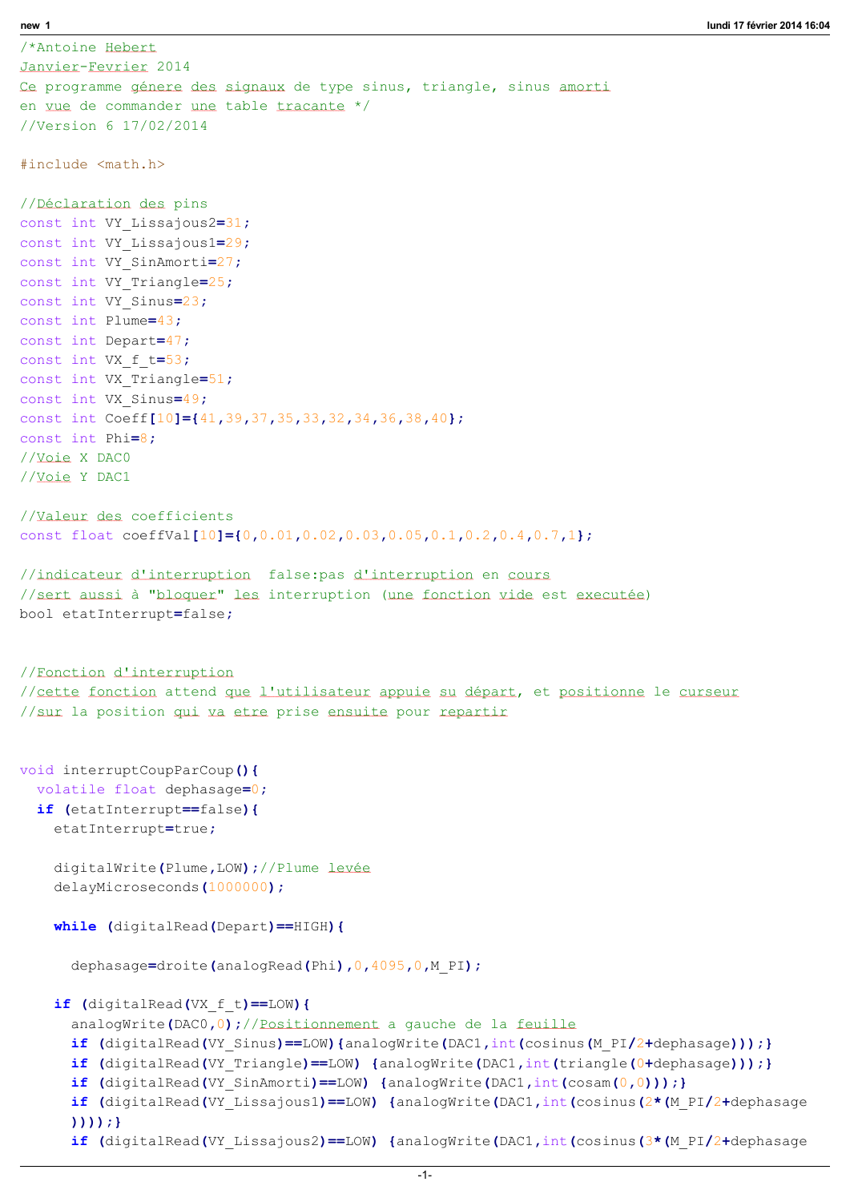```
/*Antoine Hebert
Janvier-Fevrier 2014
Ce programme génere des signaux de type sinus, triangle, sinus amorti
en vue de commander une table tracante */
//Version 6 17/02/2014

#include <math.h>

//Déclaration des pins
const int VY_Lissajous2=31;
const int VY_Lissajous1=29;
const int VY_SinAmorti=27;
const int VY_Triangle=25;
const int VY_Sinus=23;
const int Plume=43;
const int Depart=47;
const int VX_f_t=53;
const int VX_Triangle=51;
const int VX_Sinus=49;
const int Coeff[10]={41,39,37,35,33,32,34,36,38,40};
const int Phi=8;
//Voie X DAC0
//Voie Y DAC1

//Valeur des coefficients
const float coeffVal[10]={0,0.01,0.02,0.03,0.05,0.1,0.2,0.4,0.7,1};

//indicateur d'interruption  false:pas d'interruption en cours
//sert aussi à "bloquer" les interruption (une fonction vide est executée)
bool etatInterrupt=false;


//Fonction d'interruption
//cette fonction attend que l'utilisateur appuie su départ, et positionne le curseur
//sur la position qui va etre prise ensuite pour repartir


void interruptCoupParCoup(){
  volatile float dephasage=0;
  if (etatInterrupt==false){
    etatInterrupt=true;

    digitalWrite(Plume,LOW);//Plume levée
    delayMicroseconds(1000000);

    while (digitalRead(Depart)==HIGH){

      dephasage=droite(analogRead(Phi),0,4095,0,M_PI);

    if (digitalRead(VX_f_t)==LOW){
      analogWrite(DAC0,0);//Positionnement a gauche de la feuille
      if (digitalRead(VY_Sinus)==LOW){analogWrite(DAC1,int(cosinus(M_PI/2+dephasage)));}
      if (digitalRead(VY_Triangle)==LOW) {analogWrite(DAC1,int(triangle(0+dephasage)));}
      if (digitalRead(VY_SinAmorti)==LOW) {analogWrite(DAC1,int(cosam(0,0)));}
      if (digitalRead(VY_Lissajous1)==LOW) {analogWrite(DAC1,int(cosinus(2*(M_PI/2+dephasage
      ))));}
      if (digitalRead(VY_Lissajous2)==LOW) {analogWrite(DAC1,int(cosinus(3*(M_PI/2+dephasage
```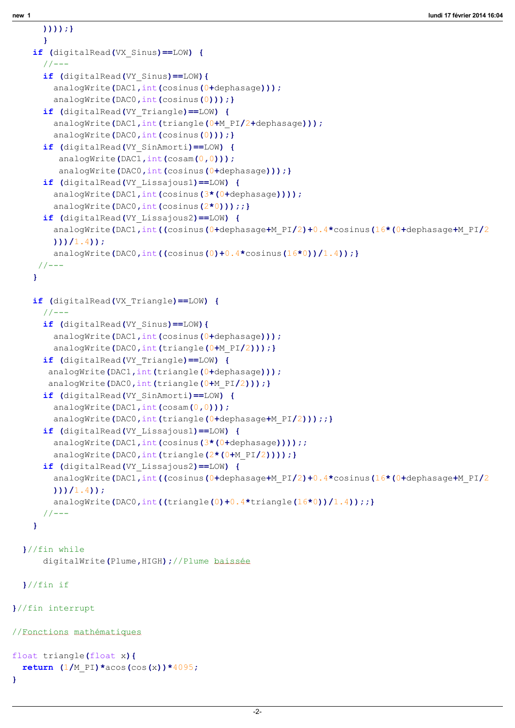```
      ))));}
      }
    if (digitalRead(VX_Sinus)==LOW) {
      //---
      if (digitalRead(VY_Sinus)==LOW){
        analogWrite(DAC1,int(cosinus(0+dephasage)));
        analogWrite(DAC0,int(cosinus(0)));}
      if (digitalRead(VY_Triangle)==LOW) {
        analogWrite(DAC1,int(triangle(0+M_PI/2+dephasage)));
        analogWrite(DAC0,int(cosinus(0)));}
      if (digitalRead(VY_SinAmorti)==LOW) {
         analogWrite(DAC1,int(cosam(0,0)));
         analogWrite(DAC0,int(cosinus(0+dephasage)));}
      if (digitalRead(VY_Lissajous1)==LOW) {
        analogWrite(DAC1,int(cosinus(3*(0+dephasage))));
        analogWrite(DAC0,int(cosinus(2*0)));;}
      if (digitalRead(VY_Lissajous2)==LOW) {
        analogWrite(DAC1,int((cosinus(0+dephasage+M_PI/2)+0.4*cosinus(16*(0+dephasage+M_PI/2
        )))/1.4));
        analogWrite(DAC0,int((cosinus(0)+0.4*cosinus(16*0))/1.4));}
     //---
    }

    if (digitalRead(VX_Triangle)==LOW) {
      //---
      if (digitalRead(VY_Sinus)==LOW){
        analogWrite(DAC1,int(cosinus(0+dephasage)));
        analogWrite(DAC0,int(triangle(0+M_PI/2)));}
      if (digitalRead(VY_Triangle)==LOW) {
       analogWrite(DAC1,int(triangle(0+dephasage)));
       analogWrite(DAC0,int(triangle(0+M_PI/2)));}
      if (digitalRead(VY_SinAmorti)==LOW) {
        analogWrite(DAC1,int(cosam(0,0)));
        analogWrite(DAC0,int(triangle(0+dephasage+M_PI/2)));;}
      if (digitalRead(VY_Lissajous1)==LOW) {
        analogWrite(DAC1,int(cosinus(3*(0+dephasage))));;
        analogWrite(DAC0,int(triangle(2*(0+M_PI/2))));}
      if (digitalRead(VY_Lissajous2)==LOW) {
        analogWrite(DAC1,int((cosinus(0+dephasage+M_PI/2)+0.4*cosinus(16*(0+dephasage+M_PI/2
        )))/1.4));
        analogWrite(DAC0,int((triangle(0)+0.4*triangle(16*0))/1.4));;}
      //---
    }

  }//fin while
      digitalWrite(Plume,HIGH);//Plume baissée

  }//fin if

}//fin interrupt

//Fonctions mathématiques

float triangle(float x){
  return (1/M_PI)*acos(cos(x))*4095;
}
```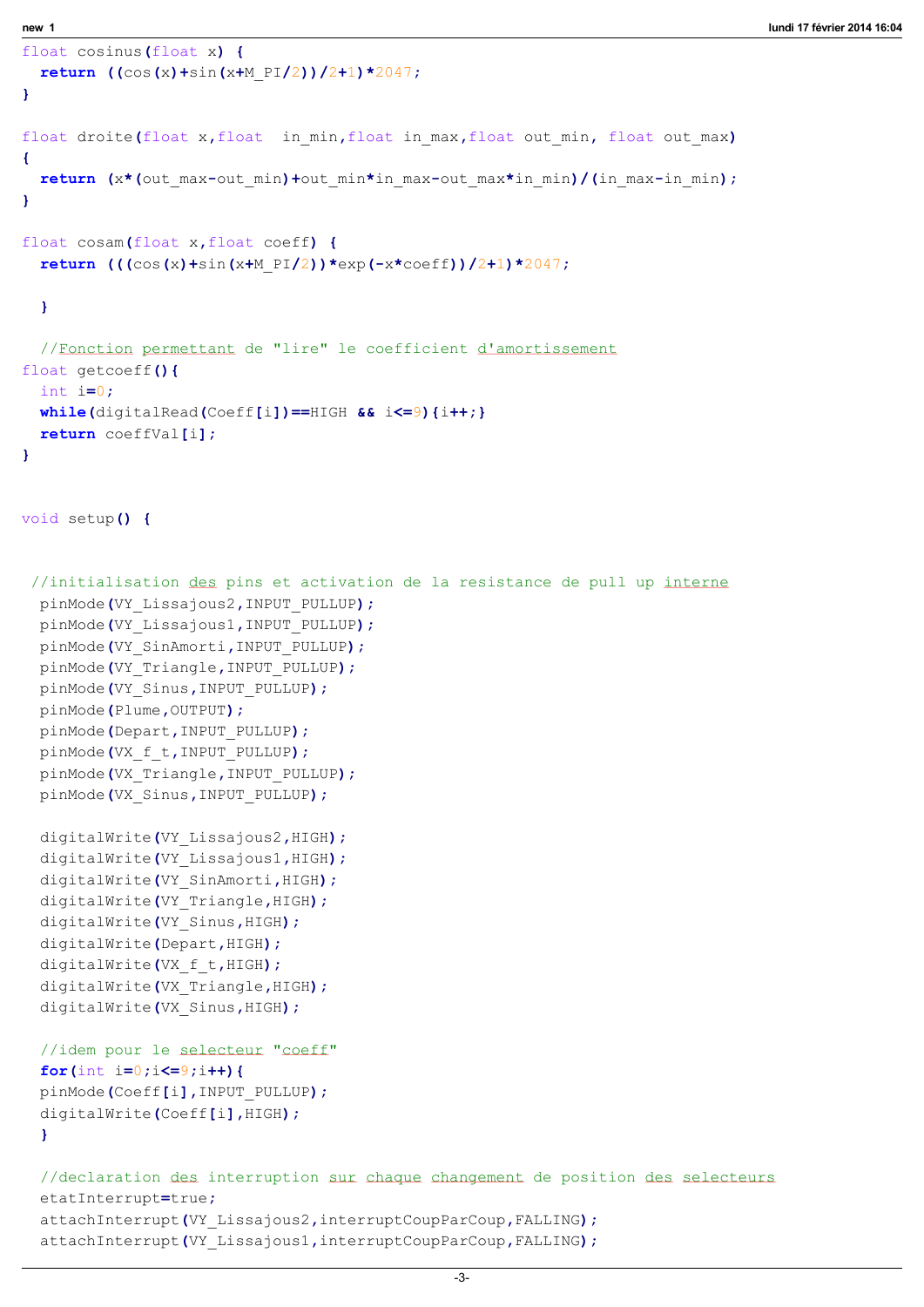```
float cosinus(float x) {
  return ((cos(x)+sin(x+M_PI/2))/2+1)*2047;
}

float droite(float x,float  in_min,float in_max,float out_min, float out_max)
{
  return (x*(out_max-out_min)+out_min*in_max-out_max*in_min)/(in_max-in_min);
}

float cosam(float x,float coeff) {
  return (((cos(x)+sin(x+M_PI/2))*exp(-x*coeff))/2+1)*2047;

  }

  //Fonction permettant de "lire" le coefficient d'amortissement
float getcoeff(){
  int i=0;
  while(digitalRead(Coeff[i])==HIGH && i<=9){i++;}
  return coeffVal[i];
}


void setup() {


 //initialisation des pins et activation de la resistance de pull up interne
  pinMode(VY_Lissajous2,INPUT_PULLUP);
  pinMode(VY_Lissajous1,INPUT_PULLUP);
  pinMode(VY_SinAmorti,INPUT_PULLUP);
  pinMode(VY_Triangle,INPUT_PULLUP);
  pinMode(VY_Sinus,INPUT_PULLUP);
  pinMode(Plume,OUTPUT);
  pinMode(Depart,INPUT_PULLUP);
  pinMode(VX_f_t,INPUT_PULLUP);
  pinMode(VX_Triangle,INPUT_PULLUP);
  pinMode(VX_Sinus,INPUT_PULLUP);

  digitalWrite(VY_Lissajous2,HIGH);
  digitalWrite(VY_Lissajous1,HIGH);
  digitalWrite(VY_SinAmorti,HIGH);
  digitalWrite(VY_Triangle,HIGH);
  digitalWrite(VY_Sinus,HIGH);
  digitalWrite(Depart,HIGH);
  digitalWrite(VX_f_t,HIGH);
  digitalWrite(VX_Triangle,HIGH);
  digitalWrite(VX_Sinus,HIGH);

  //idem pour le selecteur "coeff"
  for(int i=0;i<=9;i++){
  pinMode(Coeff[i],INPUT_PULLUP);
  digitalWrite(Coeff[i],HIGH);
  }

  //declaration des interruption sur chaque changement de position des selecteurs
  etatInterrupt=true;
  attachInterrupt(VY_Lissajous2,interruptCoupParCoup,FALLING);
  attachInterrupt(VY_Lissajous1,interruptCoupParCoup,FALLING);
```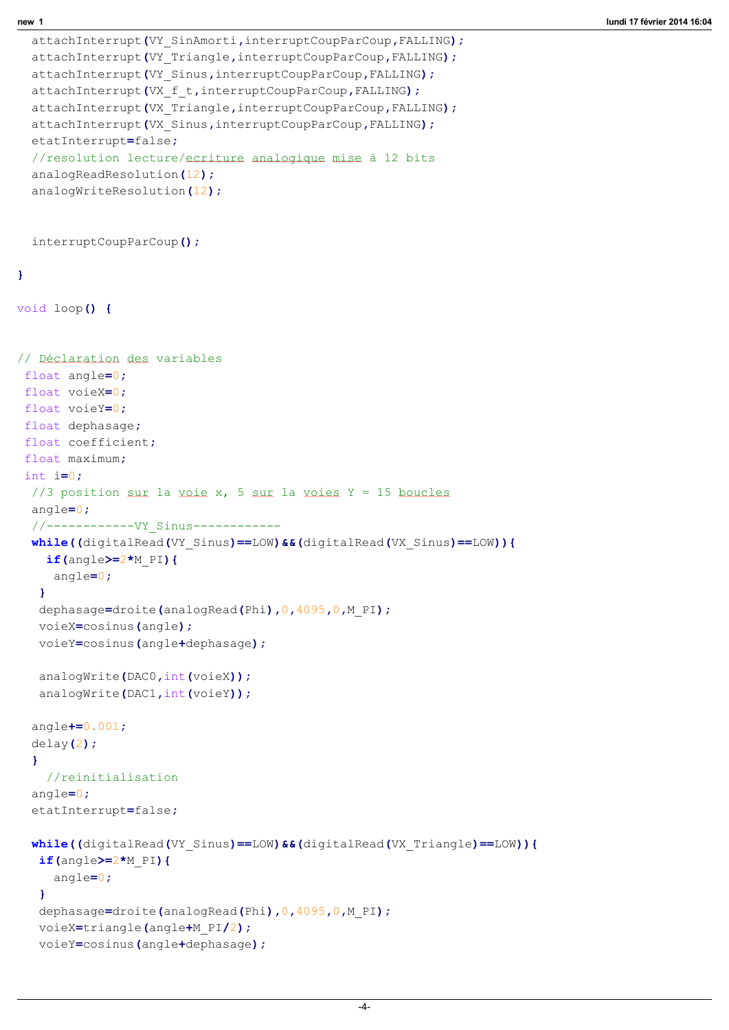```
  attachInterrupt(VY_SinAmorti,interruptCoupParCoup,FALLING);
  attachInterrupt(VY_Triangle,interruptCoupParCoup,FALLING);
  attachInterrupt(VY_Sinus,interruptCoupParCoup,FALLING);
  attachInterrupt(VX_f_t,interruptCoupParCoup,FALLING);
  attachInterrupt(VX_Triangle,interruptCoupParCoup,FALLING);
  attachInterrupt(VX_Sinus,interruptCoupParCoup,FALLING);
  etatInterrupt=false;
  //resolution lecture/ecriture analogique mise à 12 bits
  analogReadResolution(12);
  analogWriteResolution(12);


  interruptCoupParCoup();

}

void loop() {


// Déclaration des variables
 float angle=0;
 float voieX=0;
 float voieY=0;
 float dephasage;
 float coefficient;
 float maximum;
 int i=0;
  //3 position sur la voie x, 5 sur la voies Y = 15 boucles
  angle=0;
  //------------VY_Sinus------------
  while((digitalRead(VY_Sinus)==LOW)&&(digitalRead(VX_Sinus)==LOW)){
    if(angle>=2*M_PI){
     angle=0;
   }
   dephasage=droite(analogRead(Phi),0,4095,0,M_PI);
   voieX=cosinus(angle);
   voieY=cosinus(angle+dephasage);

   analogWrite(DAC0,int(voieX));
   analogWrite(DAC1,int(voieY));

  angle+=0.001;
  delay(2);
  }
    //reinitialisation
  angle=0;
  etatInterrupt=false;

  while((digitalRead(VY_Sinus)==LOW)&&(digitalRead(VX_Triangle)==LOW)){
   if(angle>=2*M_PI){
     angle=0;
   }
   dephasage=droite(analogRead(Phi),0,4095,0,M_PI);
   voieX=triangle(angle+M_PI/2);
   voieY=cosinus(angle+dephasage);
```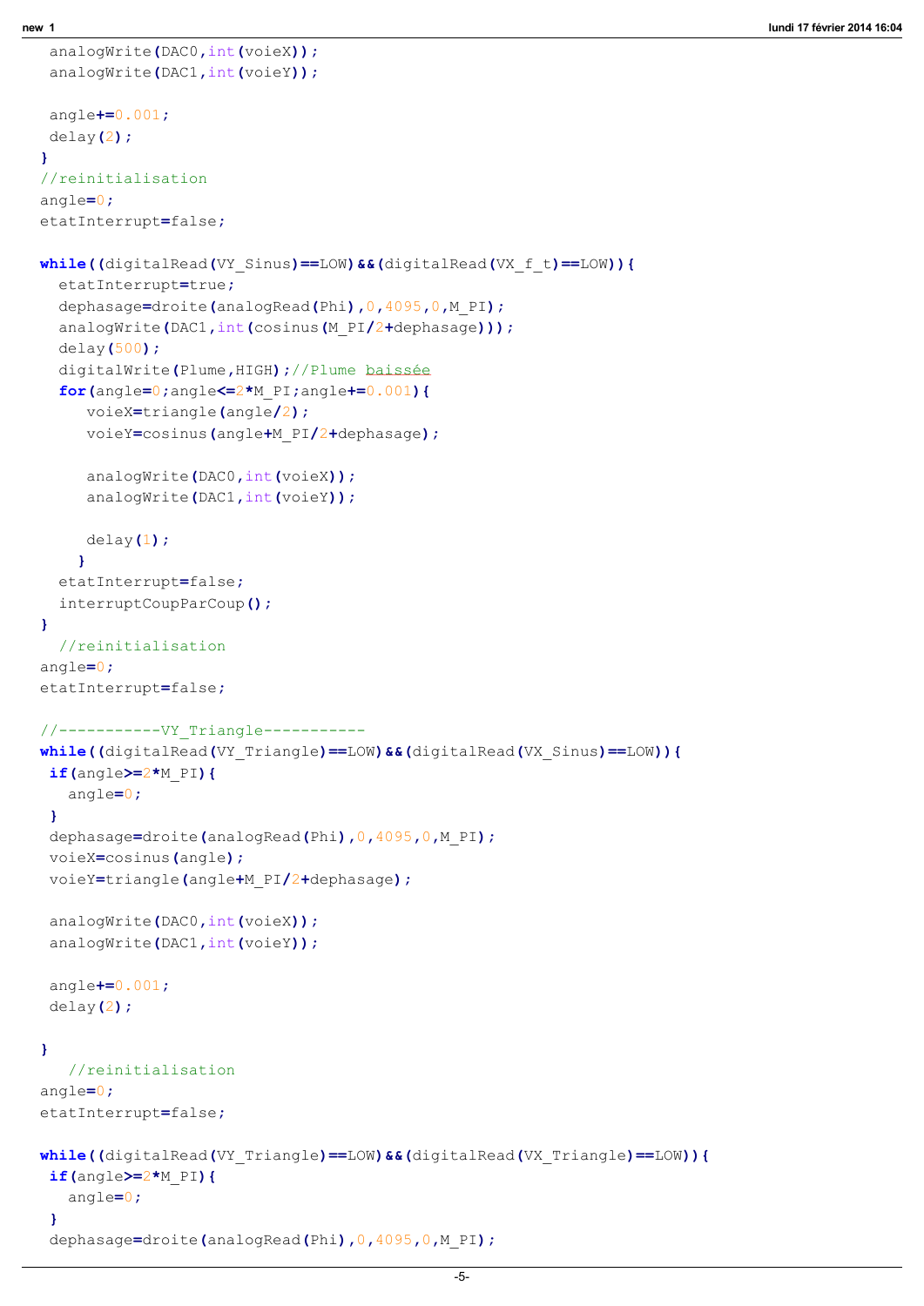```
  analogWrite(DAC0,int(voieX));
  analogWrite(DAC1,int(voieY));

  angle+=0.001;
  delay(2);
 }
 //reinitialisation
 angle=0;
 etatInterrupt=false;

 while((digitalRead(VY_Sinus)==LOW)&&(digitalRead(VX_f_t)==LOW)){
   etatInterrupt=true;
   dephasage=droite(analogRead(Phi),0,4095,0,M_PI);
   analogWrite(DAC1,int(cosinus(M_PI/2+dephasage)));
   delay(500);
   digitalWrite(Plume,HIGH);//Plume baissée
   for(angle=0;angle<=2*M_PI;angle+=0.001){
      voieX=triangle(angle/2);
      voieY=cosinus(angle+M_PI/2+dephasage);

      analogWrite(DAC0,int(voieX));
      analogWrite(DAC1,int(voieY));

      delay(1);
     }
   etatInterrupt=false;
   interruptCoupParCoup();
 }
   //reinitialisation
 angle=0;
 etatInterrupt=false;

 //-----------VY_Triangle-----------
 while((digitalRead(VY_Triangle)==LOW)&&(digitalRead(VX_Sinus)==LOW)){
  if(angle>=2*M_PI){
    angle=0;
  }
  dephasage=droite(analogRead(Phi),0,4095,0,M_PI);
  voieX=cosinus(angle);
  voieY=triangle(angle+M_PI/2+dephasage);

  analogWrite(DAC0,int(voieX));
  analogWrite(DAC1,int(voieY));

  angle+=0.001;
  delay(2);

 }
    //reinitialisation
 angle=0;
 etatInterrupt=false;

 while((digitalRead(VY_Triangle)==LOW)&&(digitalRead(VX_Triangle)==LOW)){
  if(angle>=2*M_PI){
    angle=0;
  }
  dephasage=droite(analogRead(Phi),0,4095,0,M_PI);
```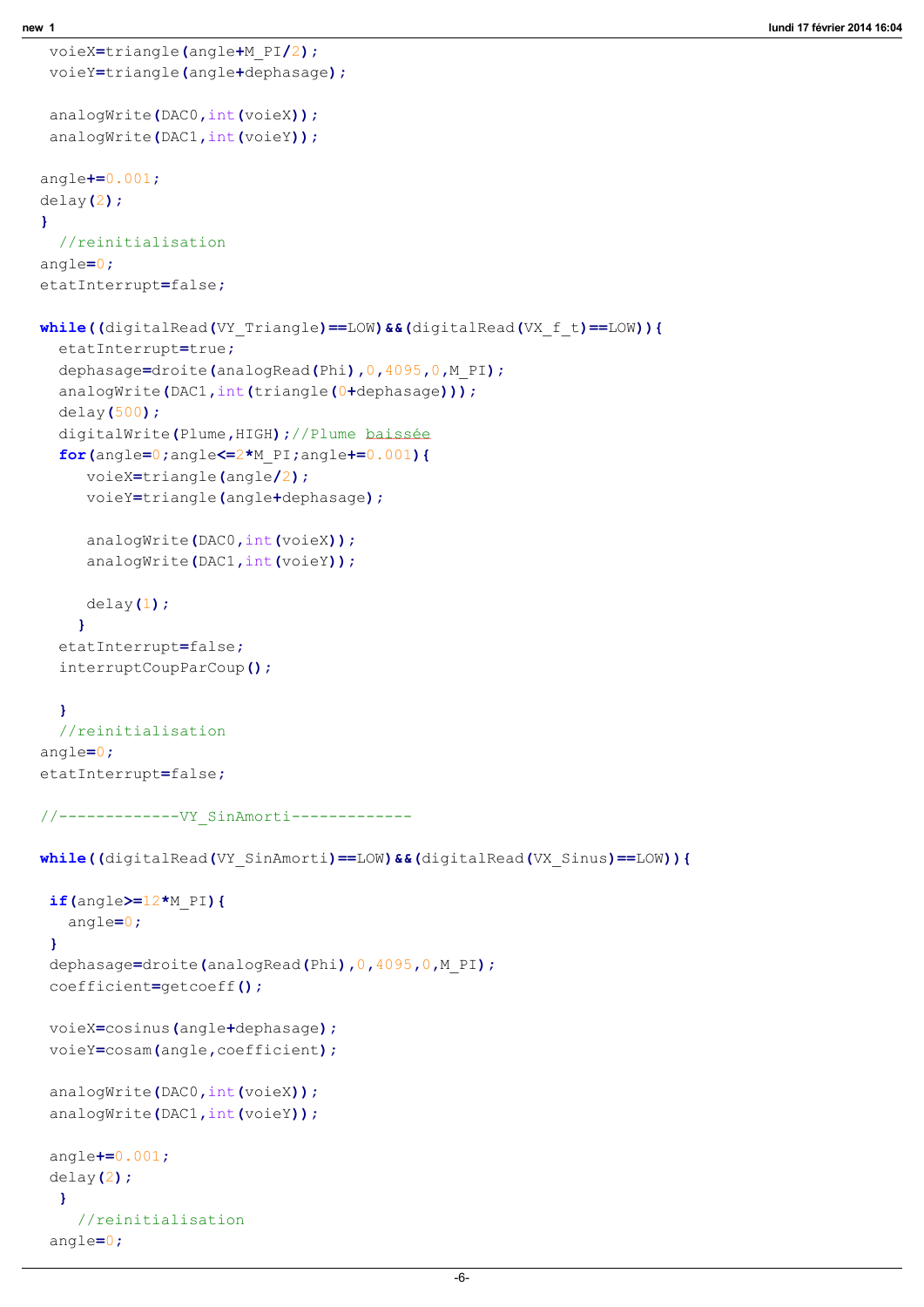```
   voieX=triangle(angle+M_PI/2);
   voieY=triangle(angle+dephasage);

   analogWrite(DAC0,int(voieX));
   analogWrite(DAC1,int(voieY));

  angle+=0.001;
  delay(2);
  }
    //reinitialisation
  angle=0;
  etatInterrupt=false;

  while((digitalRead(VY_Triangle)==LOW)&&(digitalRead(VX_f_t)==LOW)){
    etatInterrupt=true;
    dephasage=droite(analogRead(Phi),0,4095,0,M_PI);
    analogWrite(DAC1,int(triangle(0+dephasage)));
    delay(500);
    digitalWrite(Plume,HIGH);//Plume baissée
    for(angle=0;angle<=2*M_PI;angle+=0.001){
       voieX=triangle(angle/2);
       voieY=triangle(angle+dephasage);

       analogWrite(DAC0,int(voieX));
       analogWrite(DAC1,int(voieY));

       delay(1);
      }
    etatInterrupt=false;
    interruptCoupParCoup();

    }
    //reinitialisation
  angle=0;
  etatInterrupt=false;

  //-------------VY_SinAmorti-------------

  while((digitalRead(VY_SinAmorti)==LOW)&&(digitalRead(VX_Sinus)==LOW)){

   if(angle>=12*M_PI){
     angle=0;
   }
   dephasage=droite(analogRead(Phi),0,4095,0,M_PI);
   coefficient=getcoeff();

   voieX=cosinus(angle+dephasage);
   voieY=cosam(angle,coefficient);

   analogWrite(DAC0,int(voieX));
   analogWrite(DAC1,int(voieY));

   angle+=0.001;
   delay(2);
    }
      //reinitialisation
   angle=0;
```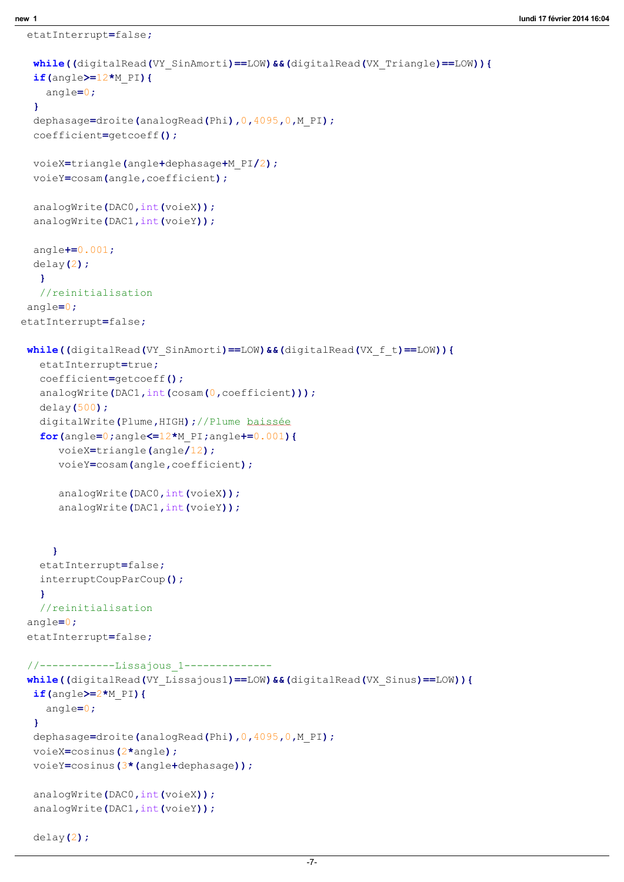```
  etatInterrupt=false;

   while((digitalRead(VY_SinAmorti)==LOW)&&(digitalRead(VX_Triangle)==LOW)){
   if(angle>=12*M_PI){
     angle=0;
   }
   dephasage=droite(analogRead(Phi),0,4095,0,M_PI);
   coefficient=getcoeff();

   voieX=triangle(angle+dephasage+M_PI/2);
   voieY=cosam(angle,coefficient);

   analogWrite(DAC0,int(voieX));
   analogWrite(DAC1,int(voieY));

   angle+=0.001;
   delay(2);
    }
    //reinitialisation
  angle=0;
 etatInterrupt=false;

  while((digitalRead(VY_SinAmorti)==LOW)&&(digitalRead(VX_f_t)==LOW)){
    etatInterrupt=true;
    coefficient=getcoeff();
    analogWrite(DAC1,int(cosam(0,coefficient)));
    delay(500);
    digitalWrite(Plume,HIGH);//Plume baissée
    for(angle=0;angle<=12*M_PI;angle+=0.001){
       voieX=triangle(angle/12);
       voieY=cosam(angle,coefficient);

       analogWrite(DAC0,int(voieX));
       analogWrite(DAC1,int(voieY));


      }
    etatInterrupt=false;
    interruptCoupParCoup();
    }
    //reinitialisation
  angle=0;
  etatInterrupt=false;

  //------------Lissajous_1--------------
  while((digitalRead(VY_Lissajous1)==LOW)&&(digitalRead(VX_Sinus)==LOW)){
   if(angle>=2*M_PI){
     angle=0;
   }
   dephasage=droite(analogRead(Phi),0,4095,0,M_PI);
   voieX=cosinus(2*angle);
   voieY=cosinus(3*(angle+dephasage));

   analogWrite(DAC0,int(voieX));
   analogWrite(DAC1,int(voieY));

   delay(2);
```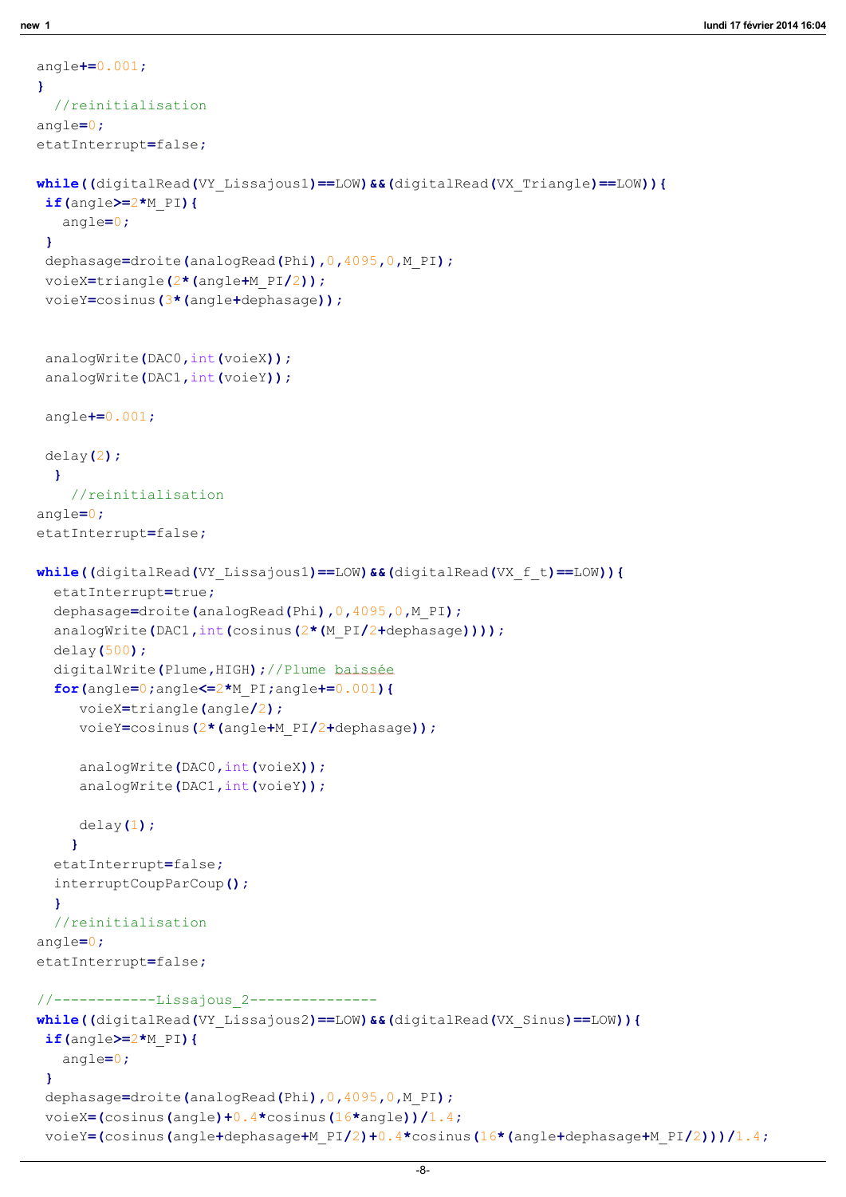```
angle+=0.001;
}
  //reinitialisation
angle=0;
etatInterrupt=false;

while((digitalRead(VY_Lissajous1)==LOW)&&(digitalRead(VX_Triangle)==LOW)){
 if(angle>=2*M_PI){
   angle=0;
 }
 dephasage=droite(analogRead(Phi),0,4095,0,M_PI);
 voieX=triangle(2*(angle+M_PI/2));
 voieY=cosinus(3*(angle+dephasage));


 analogWrite(DAC0,int(voieX));
 analogWrite(DAC1,int(voieY));

 angle+=0.001;

 delay(2);
  }
    //reinitialisation
angle=0;
etatInterrupt=false;

while((digitalRead(VY_Lissajous1)==LOW)&&(digitalRead(VX_f_t)==LOW)){
  etatInterrupt=true;
  dephasage=droite(analogRead(Phi),0,4095,0,M_PI);
  analogWrite(DAC1,int(cosinus(2*(M_PI/2+dephasage))));
  delay(500);
  digitalWrite(Plume,HIGH);//Plume baissée
  for(angle=0;angle<=2*M_PI;angle+=0.001){
     voieX=triangle(angle/2);
     voieY=cosinus(2*(angle+M_PI/2+dephasage));

     analogWrite(DAC0,int(voieX));
     analogWrite(DAC1,int(voieY));

     delay(1);
    }
  etatInterrupt=false;
  interruptCoupParCoup();
  }
  //reinitialisation
angle=0;
etatInterrupt=false;

//------------Lissajous_2---------------
while((digitalRead(VY_Lissajous2)==LOW)&&(digitalRead(VX_Sinus)==LOW)){
 if(angle>=2*M_PI){
   angle=0;
 }
 dephasage=droite(analogRead(Phi),0,4095,0,M_PI);
 voieX=(cosinus(angle)+0.4*cosinus(16*angle))/1.4;
 voieY=(cosinus(angle+dephasage+M_PI/2)+0.4*cosinus(16*(angle+dephasage+M_PI/2)))/1.4;
```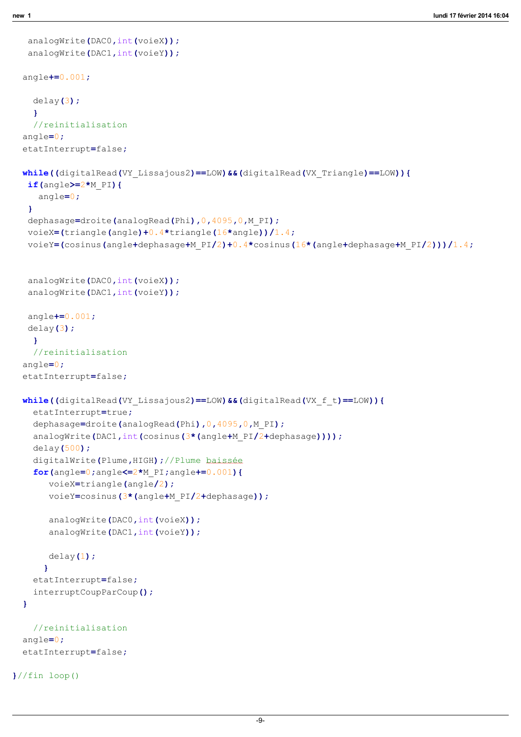```
   analogWrite(DAC0,int(voieX));
   analogWrite(DAC1,int(voieY));

  angle+=0.001;

    delay(3);
    }
    //reinitialisation
  angle=0;
  etatInterrupt=false;

  while((digitalRead(VY_Lissajous2)==LOW)&&(digitalRead(VX_Triangle)==LOW)){
   if(angle>=2*M_PI){
     angle=0;
   }
   dephasage=droite(analogRead(Phi),0,4095,0,M_PI);
   voieX=(triangle(angle)+0.4*triangle(16*angle))/1.4;
   voieY=(cosinus(angle+dephasage+M_PI/2)+0.4*cosinus(16*(angle+dephasage+M_PI/2)))/1.4;


   analogWrite(DAC0,int(voieX));
   analogWrite(DAC1,int(voieY));

   angle+=0.001;
   delay(3);
    }
    //reinitialisation
  angle=0;
  etatInterrupt=false;

  while((digitalRead(VY_Lissajous2)==LOW)&&(digitalRead(VX_f_t)==LOW)){
    etatInterrupt=true;
    dephasage=droite(analogRead(Phi),0,4095,0,M_PI);
    analogWrite(DAC1,int(cosinus(3*(angle+M_PI/2+dephasage))));
    delay(500);
    digitalWrite(Plume,HIGH);//Plume baissée
    for(angle=0;angle<=2*M_PI;angle+=0.001){
       voieX=triangle(angle/2);
       voieY=cosinus(3*(angle+M_PI/2+dephasage));

       analogWrite(DAC0,int(voieX));
       analogWrite(DAC1,int(voieY));

       delay(1);
      }
    etatInterrupt=false;
    interruptCoupParCoup();
  }

    //reinitialisation
  angle=0;
  etatInterrupt=false;

}//fin loop()
```